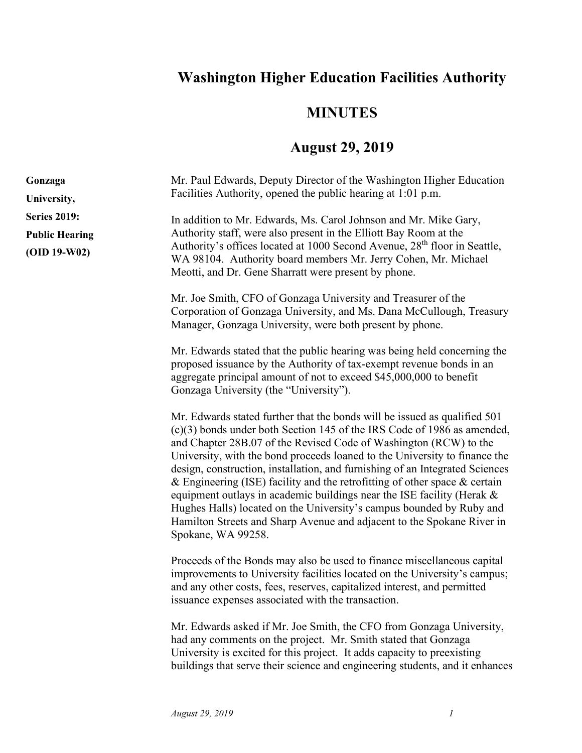# Washington Higher Education Facilities Authority

## MINUTES

## August 29, 2019

**Gonzaga University, Series 2019: Public Hearing (OID 19-W02)**

Mr. Paul Edwards, Deputy Director of the Washington Higher Education Facilities Authority, opened the public hearing at 1:01 p.m.

In addition to Mr. Edwards, Ms. Carol Johnson and Mr. Mike Gary, Authority staff, were also present in the Elliott Bay Room at the Authority's offices located at 1000 Second Avenue, 28th floor in Seattle, WA 98104. Authority board members Mr. Jerry Cohen, Mr. Michael Meotti, and Dr. Gene Sharratt were present by phone.

Mr. Joe Smith, CFO of Gonzaga University and Treasurer of the Corporation of Gonzaga University, and Ms. Dana McCullough, Treasury Manager, Gonzaga University, were both present by phone.

Mr. Edwards stated that the public hearing was being held concerning the proposed issuance by the Authority of tax-exempt revenue bonds in an aggregate principal amount of not to exceed $45,000,000 to benefit Gonzaga University (the "University").

Mr. Edwards stated further that the bonds will be issued as qualified 501 (c)(3) bonds under both Section 145 of the IRS Code of 1986 as amended, and Chapter 28B.07 of the Revised Code of Washington (RCW) to the University, with the bond proceeds loaned to the University to finance the design, construction, installation, and furnishing of an Integrated Sciences & Engineering (ISE) facility and the retrofitting of other space & certain equipment outlays in academic buildings near the ISE facility (Herak & Hughes Halls) located on the University's campus bounded by Ruby and Hamilton Streets and Sharp Avenue and adjacent to the Spokane River in Spokane, WA 99258.

Proceeds of the Bonds may also be used to finance miscellaneous capital improvements to University facilities located on the University's campus; and any other costs, fees, reserves, capitalized interest, and permitted issuance expenses associated with the transaction.

Mr. Edwards asked if Mr. Joe Smith, the CFO from Gonzaga University, had any comments on the project. Mr. Smith stated that Gonzaga University is excited for this project. It adds capacity to preexisting buildings that serve their science and engineering students, and it enhances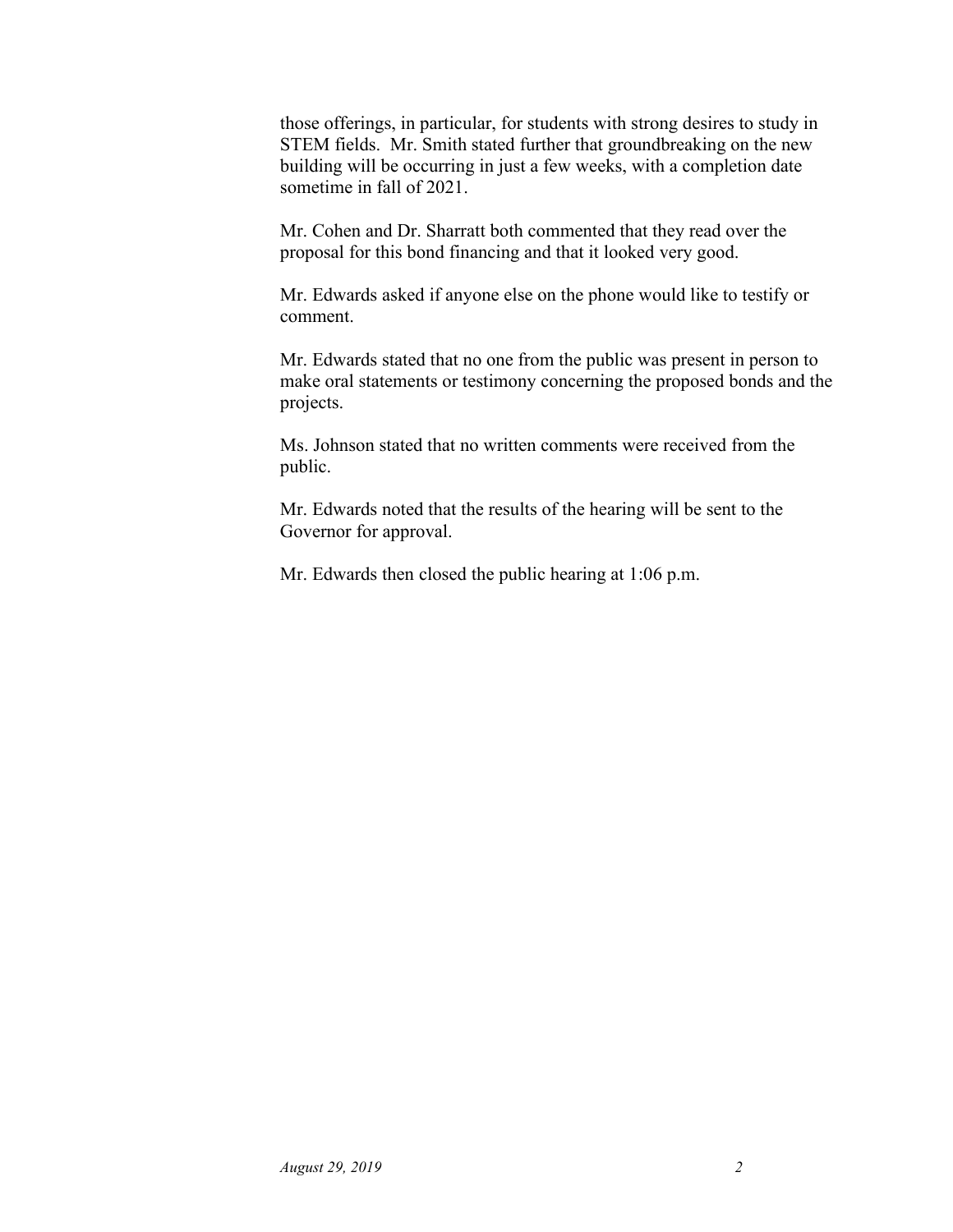those offerings, in particular, for students with strong desires to study in STEM fields. Mr. Smith stated further that groundbreaking on the new building will be occurring in just a few weeks, with a completion date sometime in fall of 2021.

Mr. Cohen and Dr. Sharratt both commented that they read over the proposal for this bond financing and that it looked very good.

Mr. Edwards asked if anyone else on the phone would like to testify or comment.

Mr. Edwards stated that no one from the public was present in person to make oral statements or testimony concerning the proposed bonds and the projects.

Ms. Johnson stated that no written comments were received from the public.

Mr. Edwards noted that the results of the hearing will be sent to the Governor for approval.

Mr. Edwards then closed the public hearing at 1:06 p.m.